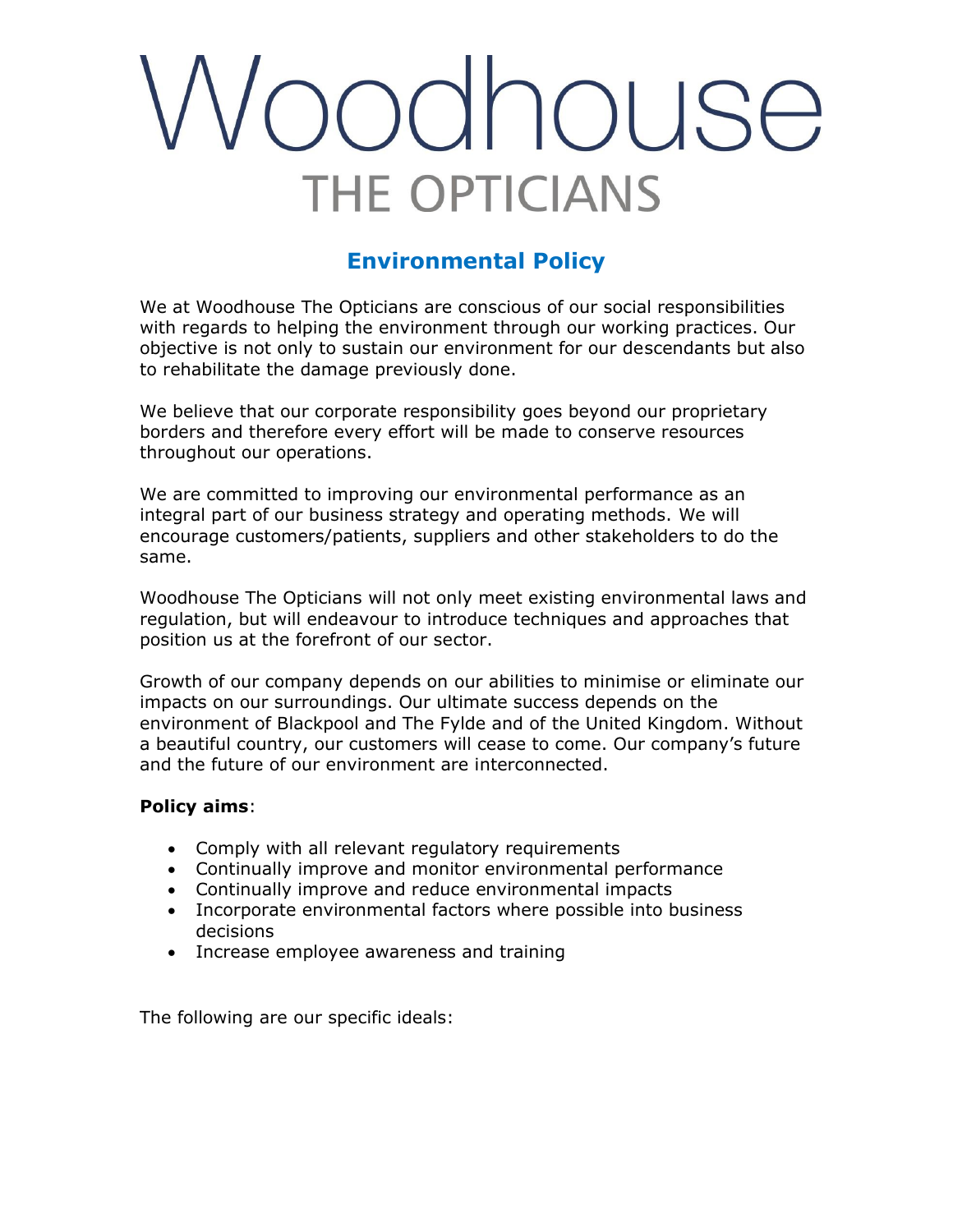# Woodhouse
## THE OPTICIANS

## Environmental Policy

We at Woodhouse The Opticians are conscious of our social responsibilities with regards to helping the environment through our working practices. Our objective is not only to sustain our environment for our descendants but also to rehabilitate the damage previously done.

We believe that our corporate responsibility goes beyond our proprietary borders and therefore every effort will be made to conserve resources throughout our operations.

We are committed to improving our environmental performance as an integral part of our business strategy and operating methods. We will encourage customers/patients, suppliers and other stakeholders to do the same.

Woodhouse The Opticians will not only meet existing environmental laws and regulation, but will endeavour to introduce techniques and approaches that position us at the forefront of our sector.

Growth of our company depends on our abilities to minimise or eliminate our impacts on our surroundings. Our ultimate success depends on the environment of Blackpool and The Fylde and of the United Kingdom. Without a beautiful country, our customers will cease to come. Our company's future and the future of our environment are interconnected.

**Policy aims**:

- Comply with all relevant regulatory requirements
- Continually improve and monitor environmental performance
- Continually improve and reduce environmental impacts
- Incorporate environmental factors where possible into business decisions
- Increase employee awareness and training

The following are our specific ideals: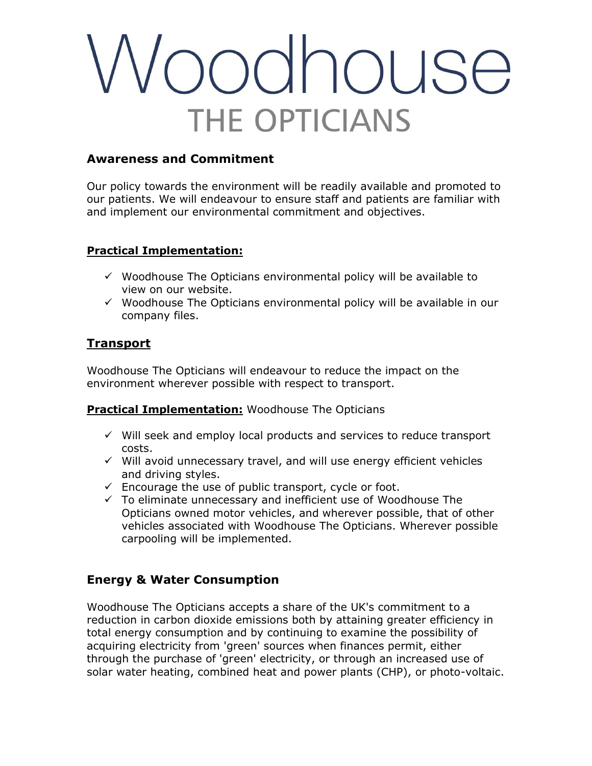# Woodhouse

## THE OPTICIANS

### Awareness and Commitment

Our policy towards the environment will be readily available and promoted to our patients. We will endeavour to ensure staff and patients are familiar with and implement our environmental commitment and objectives.

**Practical Implementation:**

- ✓ Woodhouse The Opticians environmental policy will be available to view on our website.
- ✓ Woodhouse The Opticians environmental policy will be available in our company files.

### Transport

Woodhouse The Opticians will endeavour to reduce the impact on the environment wherever possible with respect to transport.

**Practical Implementation:** Woodhouse The Opticians

- ✓ Will seek and employ local products and services to reduce transport costs.
- ✓ Will avoid unnecessary travel, and will use energy efficient vehicles and driving styles.
- ✓ Encourage the use of public transport, cycle or foot.
- ✓ To eliminate unnecessary and inefficient use of Woodhouse The Opticians owned motor vehicles, and wherever possible, that of other vehicles associated with Woodhouse The Opticians. Wherever possible carpooling will be implemented.

### Energy & Water Consumption

Woodhouse The Opticians accepts a share of the UK's commitment to a reduction in carbon dioxide emissions both by attaining greater efficiency in total energy consumption and by continuing to examine the possibility of acquiring electricity from 'green' sources when finances permit, either through the purchase of 'green' electricity, or through an increased use of solar water heating, combined heat and power plants (CHP), or photo-voltaic.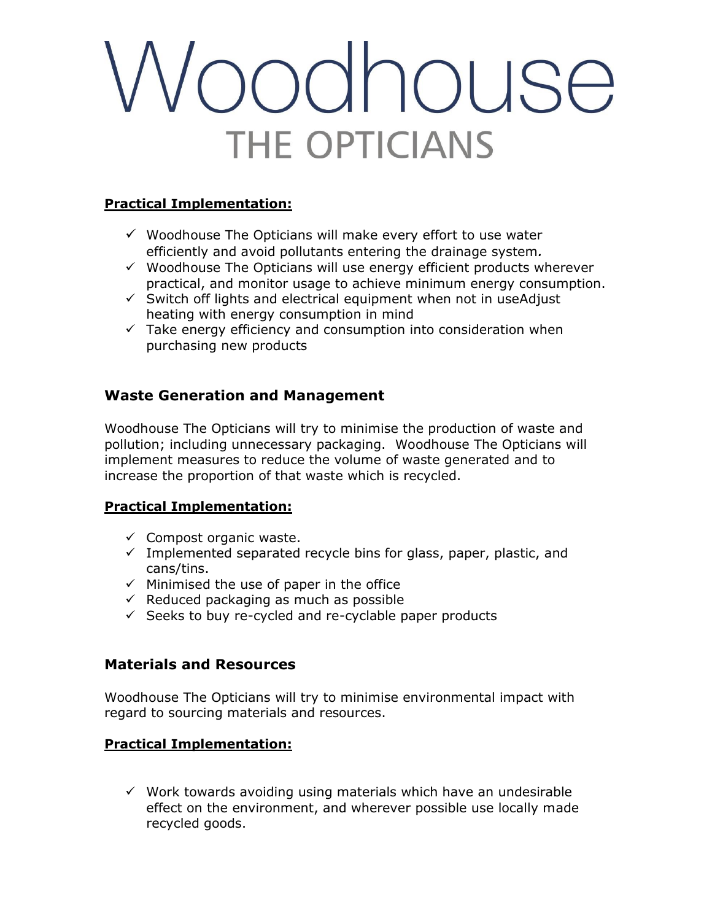# Woodhouse
## THE OPTICIANS

**Practical Implementation:**

- ✓ Woodhouse The Opticians will make every effort to use water efficiently and avoid pollutants entering the drainage system.
- ✓ Woodhouse The Opticians will use energy efficient products wherever practical, and monitor usage to achieve minimum energy consumption.
- ✓ Switch off lights and electrical equipment when not in useAdjust heating with energy consumption in mind
- ✓ Take energy efficiency and consumption into consideration when purchasing new products

## Waste Generation and Management

Woodhouse The Opticians will try to minimise the production of waste and pollution; including unnecessary packaging. Woodhouse The Opticians will implement measures to reduce the volume of waste generated and to increase the proportion of that waste which is recycled.

**Practical Implementation:**

- ✓ Compost organic waste.
- ✓ Implemented separated recycle bins for glass, paper, plastic, and cans/tins.
- ✓ Minimised the use of paper in the office
- ✓ Reduced packaging as much as possible
- ✓ Seeks to buy re-cycled and re-cyclable paper products

## Materials and Resources

Woodhouse The Opticians will try to minimise environmental impact with regard to sourcing materials and resources.

**Practical Implementation:**

- ✓ Work towards avoiding using materials which have an undesirable effect on the environment, and wherever possible use locally made recycled goods.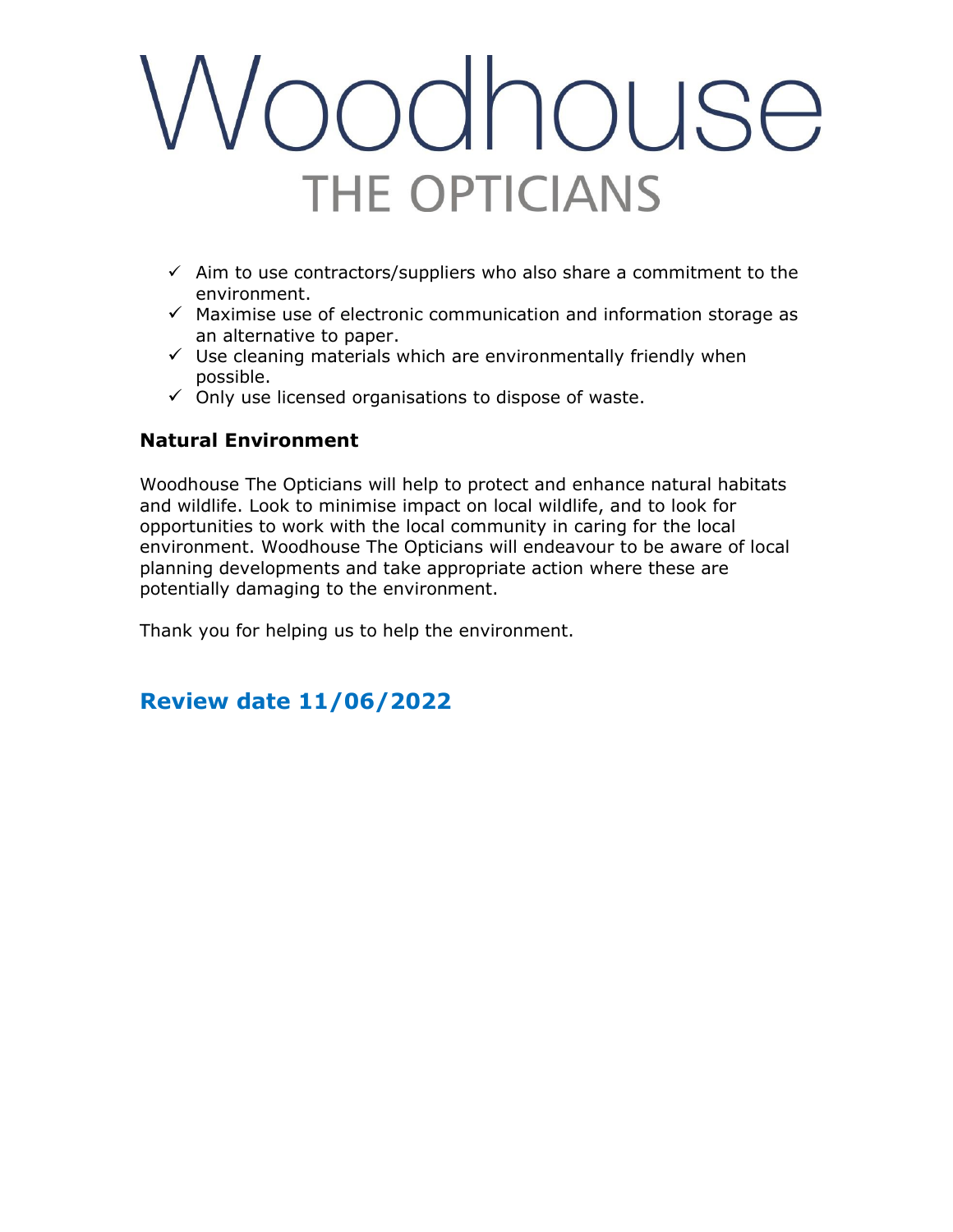# Woodhouse
## THE OPTICIANS

- ✓ Aim to use contractors/suppliers who also share a commitment to the environment.
- ✓ Maximise use of electronic communication and information storage as an alternative to paper.
- ✓ Use cleaning materials which are environmentally friendly when possible.
- ✓ Only use licensed organisations to dispose of waste.

### Natural Environment

Woodhouse The Opticians will help to protect and enhance natural habitats and wildlife. Look to minimise impact on local wildlife, and to look for opportunities to work with the local community in caring for the local environment. Woodhouse The Opticians will endeavour to be aware of local planning developments and take appropriate action where these are potentially damaging to the environment.

Thank you for helping us to help the environment.

## Review date 11/06/2022